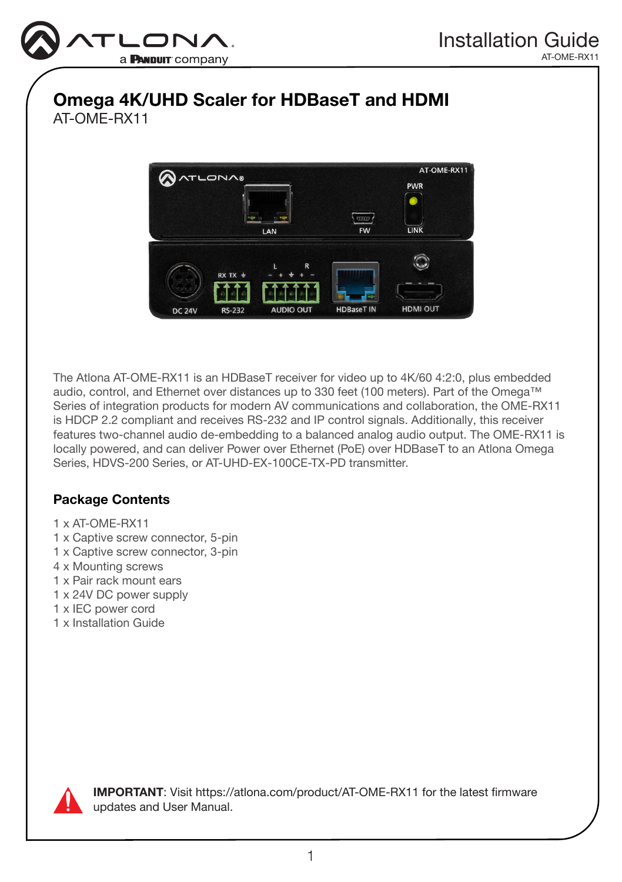# Omega 4K/UHD Scaler for HDBaseT and HDMI

AT-OME-RX11

The Atlona AT-OME-RX11 is an HDBaseT receiver for video up to 4K/60 4:2:0, plus embedded audio, control, and Ethernet over distances up to 330 feet (100 meters). Part of the Omega™ Series of integration products for modern AV communications and collaboration, the OME-RX11 is HDCP 2.2 compliant and receives RS-232 and IP control signals. Additionally, this receiver features two-channel audio de-embedding to a balanced analog audio output. The OME-RX11 is locally powered, and can deliver Power over Ethernet (PoE) over HDBaseT to an Atlona Omega Series, HDVS-200 Series, or AT-UHD-EX-100CE-TX-PD transmitter.

## Package Contents

1 x AT-OME-RX11
1 x Captive screw connector, 5-pin
1 x Captive screw connector, 3-pin
4 x Mounting screws
1 x Pair rack mount ears
1 x 24V DC power supply
1 x IEC power cord
1 x Installation Guide

**IMPORTANT**: Visit https://atlona.com/product/AT-OME-RX11 for the latest firmware updates and User Manual.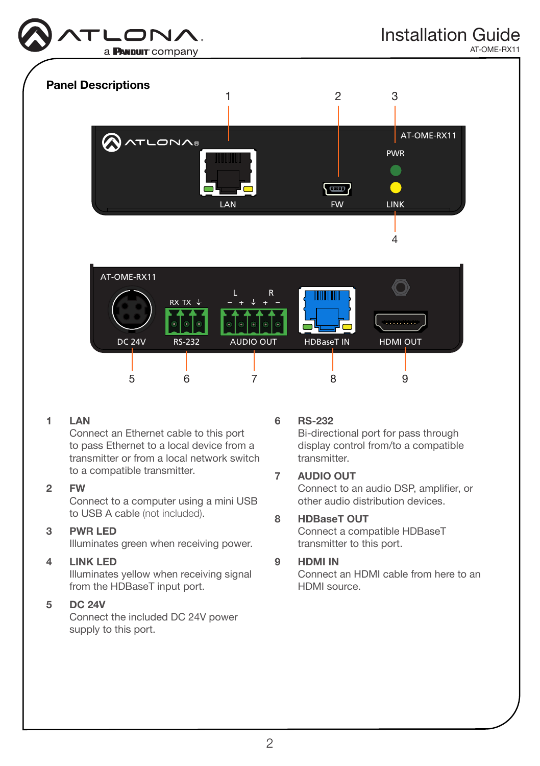## Panel Descriptions

1 **LAN**
Connect an Ethernet cable to this port to pass Ethernet to a local device from a transmitter or from a local network switch to a compatible transmitter.

2 **FW**
Connect to a computer using a mini USB to USB A cable (not included).

3 **PWR LED**
Illuminates green when receiving power.

4 **LINK LED**
Illuminates yellow when receiving signal from the HDBaseT input port.

5 **DC 24V**
Connect the included DC 24V power supply to this port.

6 **RS-232**
Bi-directional port for pass through display control from/to a compatible transmitter.

7 **AUDIO OUT**
Connect to an audio DSP, amplifier, or other audio distribution devices.

8 **HDBaseT OUT**
Connect a compatible HDBaseT transmitter to this port.

9 **HDMI IN**
Connect an HDMI cable from here to an HDMI source.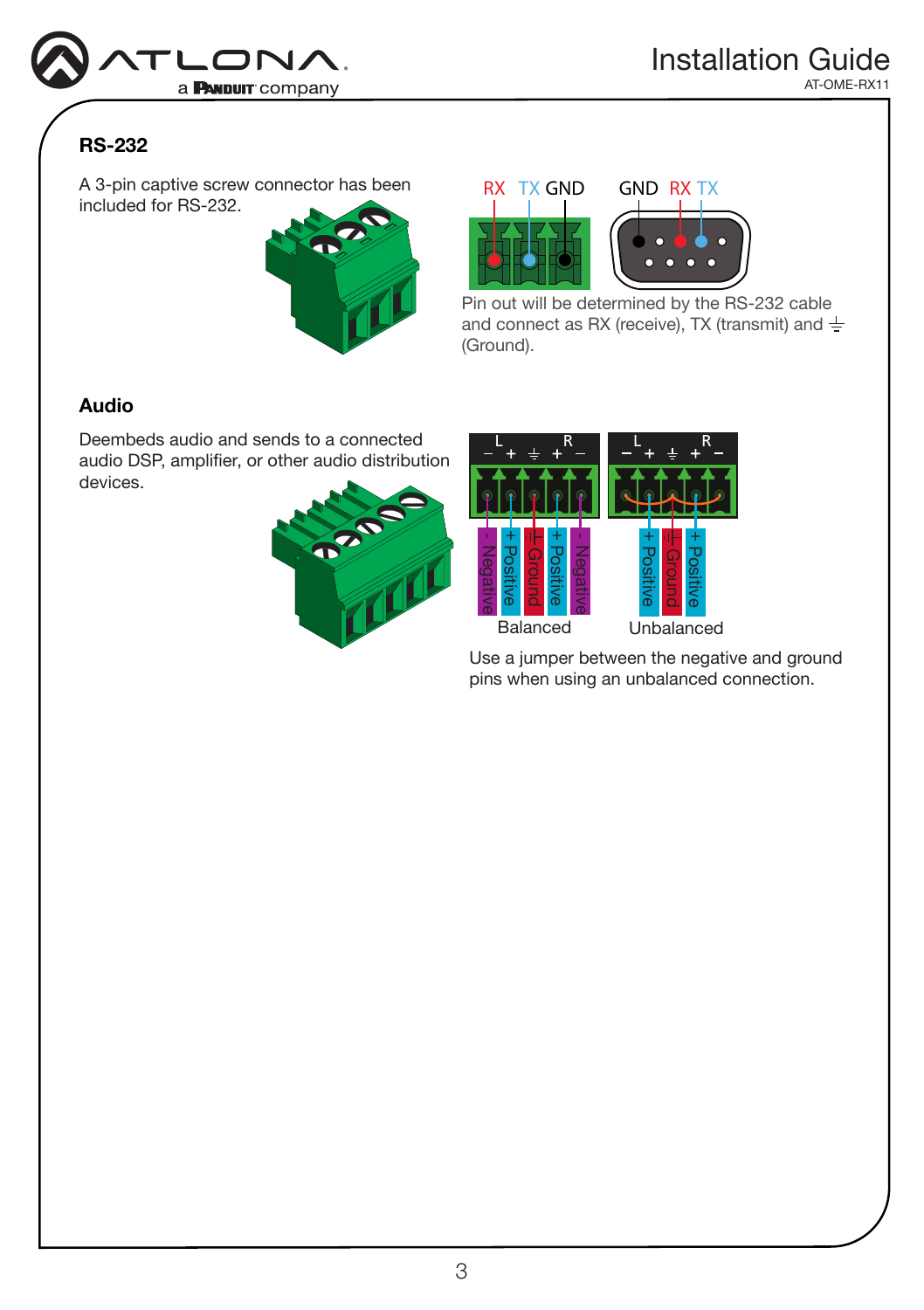## RS-232

A 3-pin captive screw connector has been included for RS-232.

RX TX GND

GND RX TX

Pin out will be determined by the RS-232 cable and connect as RX (receive), TX (transmit) and ⏚ (Ground).

## Audio

Deembeds audio and sends to a connected audio DSP, amplifier, or other audio distribution devices.

L R
– + ⏚ + –

- Negative | + Positive | ⏚ Ground | + Positive | - Negative

Balanced

L R
– + ⏚ + –

+ Positive | ⏚ Ground | + Positive

Unbalanced

Use a jumper between the negative and ground pins when using an unbalanced connection.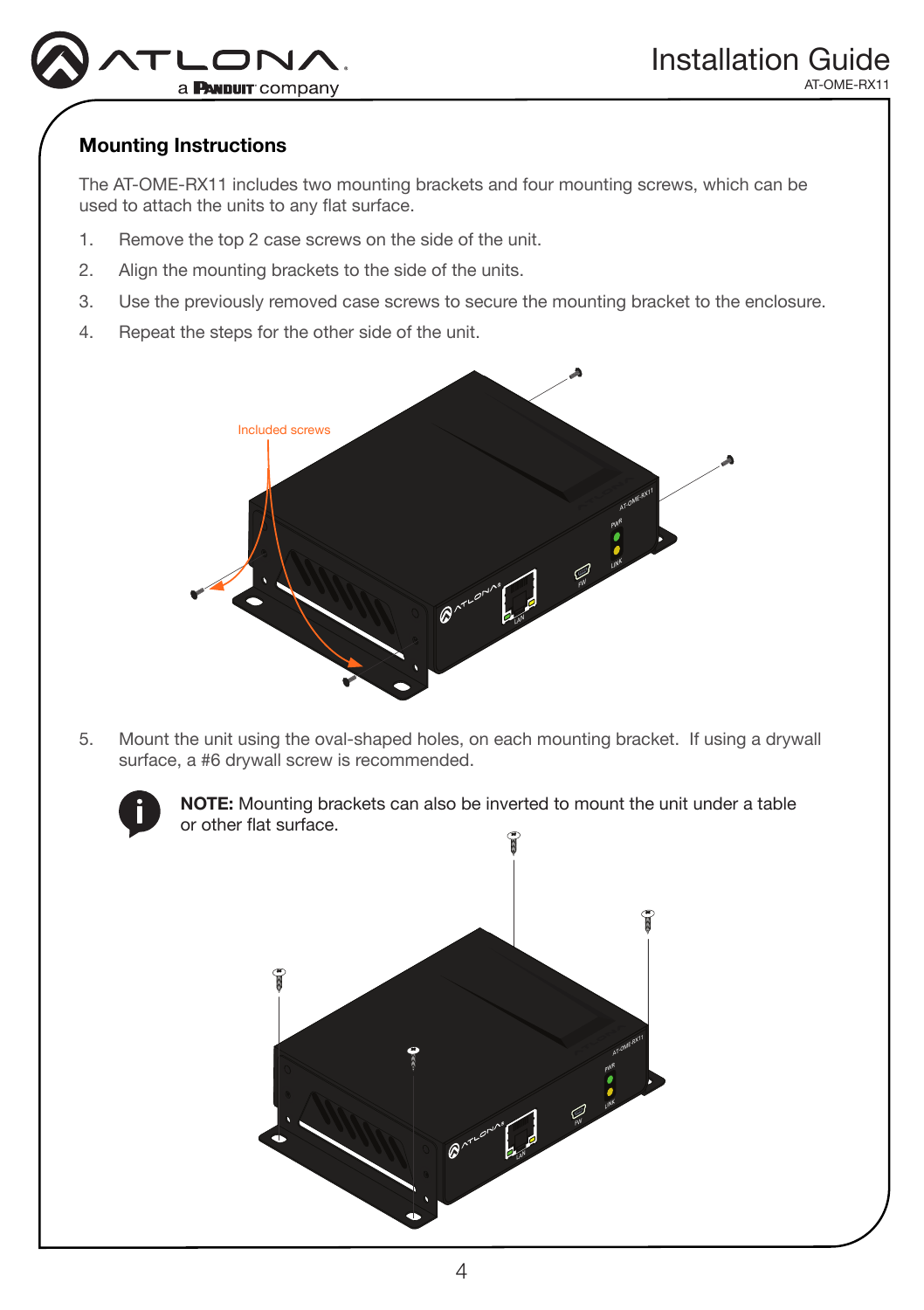## Mounting Instructions

The AT-OME-RX11 includes two mounting brackets and four mounting screws, which can be used to attach the units to any flat surface.

1. Remove the top 2 case screws on the side of the unit.
2. Align the mounting brackets to the side of the units.
3. Use the previously removed case screws to secure the mounting bracket to the enclosure.
4. Repeat the steps for the other side of the unit.

5. Mount the unit using the oval-shaped holes, on each mounting bracket. If using a drywall surface, a #6 drywall screw is recommended.

**NOTE:** Mounting brackets can also be inverted to mount the unit under a table or other flat surface.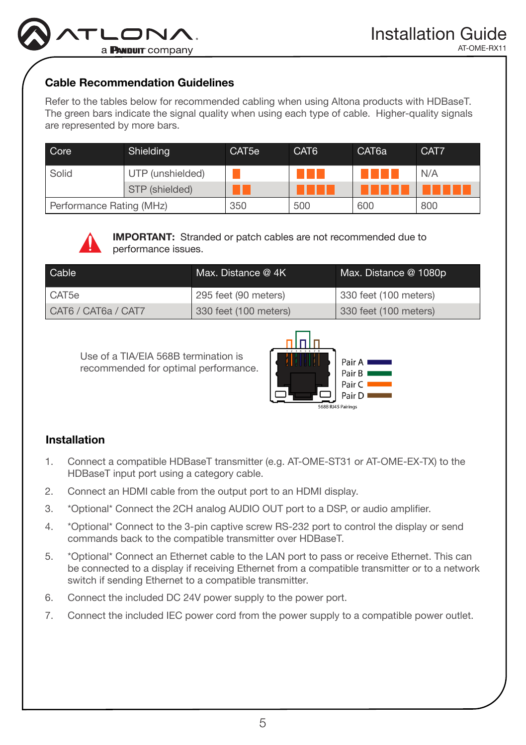## Cable Recommendation Guidelines

Refer to the tables below for recommended cabling when using Altona products with HDBaseT. The green bars indicate the signal quality when using each type of cable. Higher-quality signals are represented by more bars.

| Core | Shielding | CAT5e | CAT6 | CAT6a | CAT7 |
|---|---|---|---|---|---|
| Solid | UTP (unshielded) | ■ | ■■■ | ■■■■ | N/A |
| | STP (shielded) | ■■ | ■■■■ | ■■■■■ | ■■■■■ |
| Performance Rating (MHz) | | 350 | 500 | 600 | 800 |

**IMPORTANT:** Stranded or patch cables are not recommended due to performance issues.

| Cable | Max. Distance @ 4K | Max. Distance @ 1080p |
|---|---|---|
| CAT5e | 295 feet (90 meters) | 330 feet (100 meters) |
| CAT6 / CAT6a / CAT7 | 330 feet (100 meters) | 330 feet (100 meters) |

Use of a TIA/EIA 568B termination is recommended for optimal performance.

Pair A
Pair B
Pair C
Pair D

568B RJ45 Pairings

## Installation

1. Connect a compatible HDBaseT transmitter (e.g. AT-OME-ST31 or AT-OME-EX-TX) to the HDBaseT input port using a category cable.
2. Connect an HDMI cable from the output port to an HDMI display.
3. \*Optional\* Connect the 2CH analog AUDIO OUT port to a DSP, or audio amplifier.
4. \*Optional\* Connect to the 3-pin captive screw RS-232 port to control the display or send commands back to the compatible transmitter over HDBaseT.
5. \*Optional\* Connect an Ethernet cable to the LAN port to pass or receive Ethernet. This can be connected to a display if receiving Ethernet from a compatible transmitter or to a network switch if sending Ethernet to a compatible transmitter.
6. Connect the included DC 24V power supply to the power port.
7. Connect the included IEC power cord from the power supply to a compatible power outlet.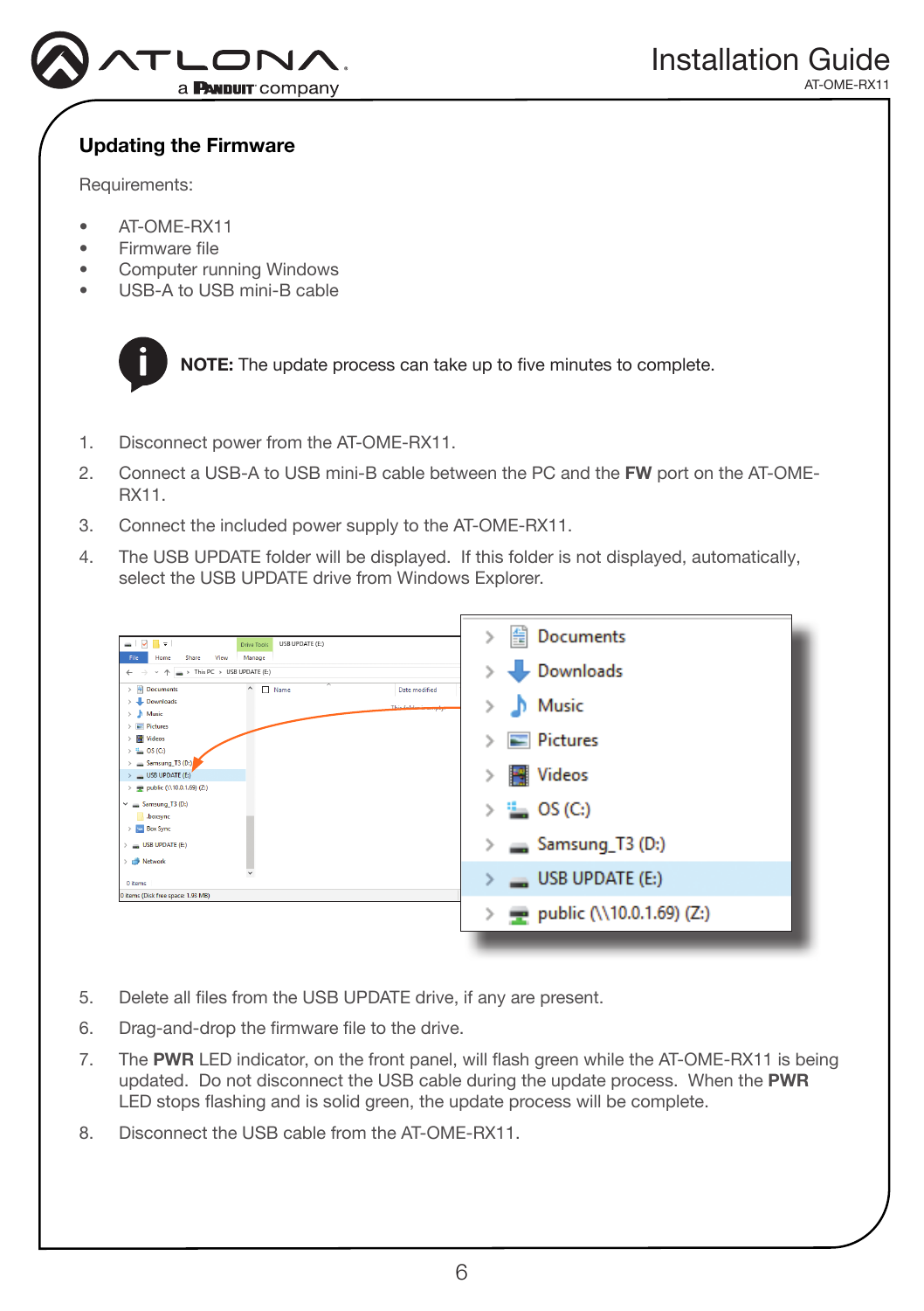## Updating the Firmware

Requirements:

- AT-OME-RX11
- Firmware file
- Computer running Windows
- USB-A to USB mini-B cable

**NOTE:** The update process can take up to five minutes to complete.

1. Disconnect power from the AT-OME-RX11.
2. Connect a USB-A to USB mini-B cable between the PC and the **FW** port on the AT-OME-RX11.
3. Connect the included power supply to the AT-OME-RX11.
4. The USB UPDATE folder will be displayed. If this folder is not displayed, automatically, select the USB UPDATE drive from Windows Explorer.
5. Delete all files from the USB UPDATE drive, if any are present.
6. Drag-and-drop the firmware file to the drive.
7. The **PWR** LED indicator, on the front panel, will flash green while the AT-OME-RX11 is being updated. Do not disconnect the USB cable during the update process. When the **PWR** LED stops flashing and is solid green, the update process will be complete.
8. Disconnect the USB cable from the AT-OME-RX11.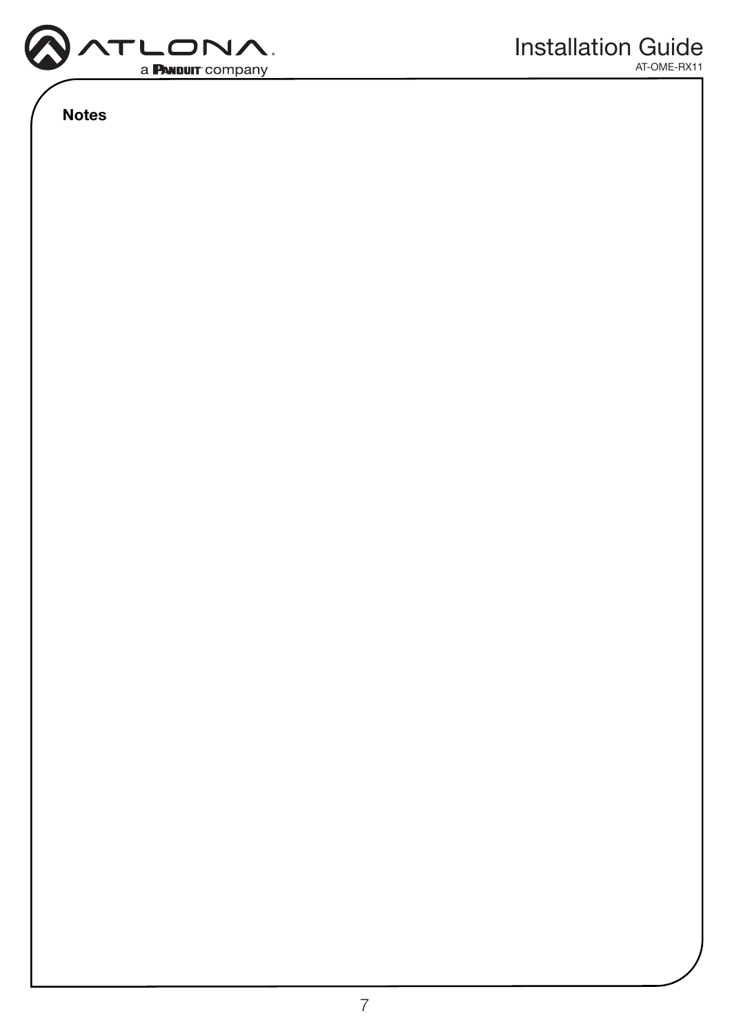**Notes**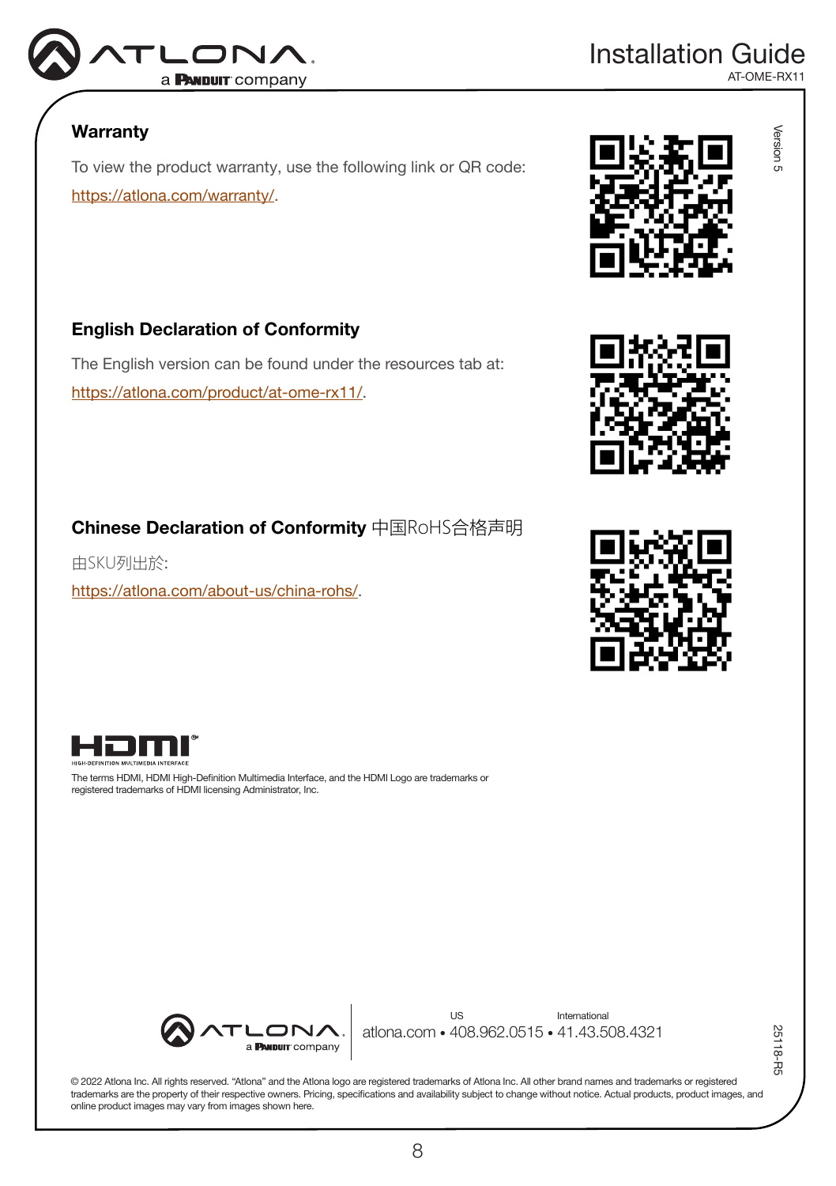## Warranty

To view the product warranty, use the following link or QR code:

https://atlona.com/warranty/.

## English Declaration of Conformity

The English version can be found under the resources tab at:

https://atlona.com/product/at-ome-rx11/.

## Chinese Declaration of Conformity 中国RoHS合格声明

由SKU列出於:

https://atlona.com/about-us/china-rohs/.

The terms HDMI, HDMI High-Definition Multimedia Interface, and the HDMI Logo are trademarks or registered trademarks of HDMI licensing Administrator, Inc.

atlona.com • US 408.962.0515 • International 41.43.508.4321

25118-R5

© 2022 Atlona Inc. All rights reserved. "Atlona" and the Atlona logo are registered trademarks of Atlona Inc. All other brand names and trademarks or registered trademarks are the property of their respective owners. Pricing, specifications and availability subject to change without notice. Actual products, product images, and online product images may vary from images shown here.